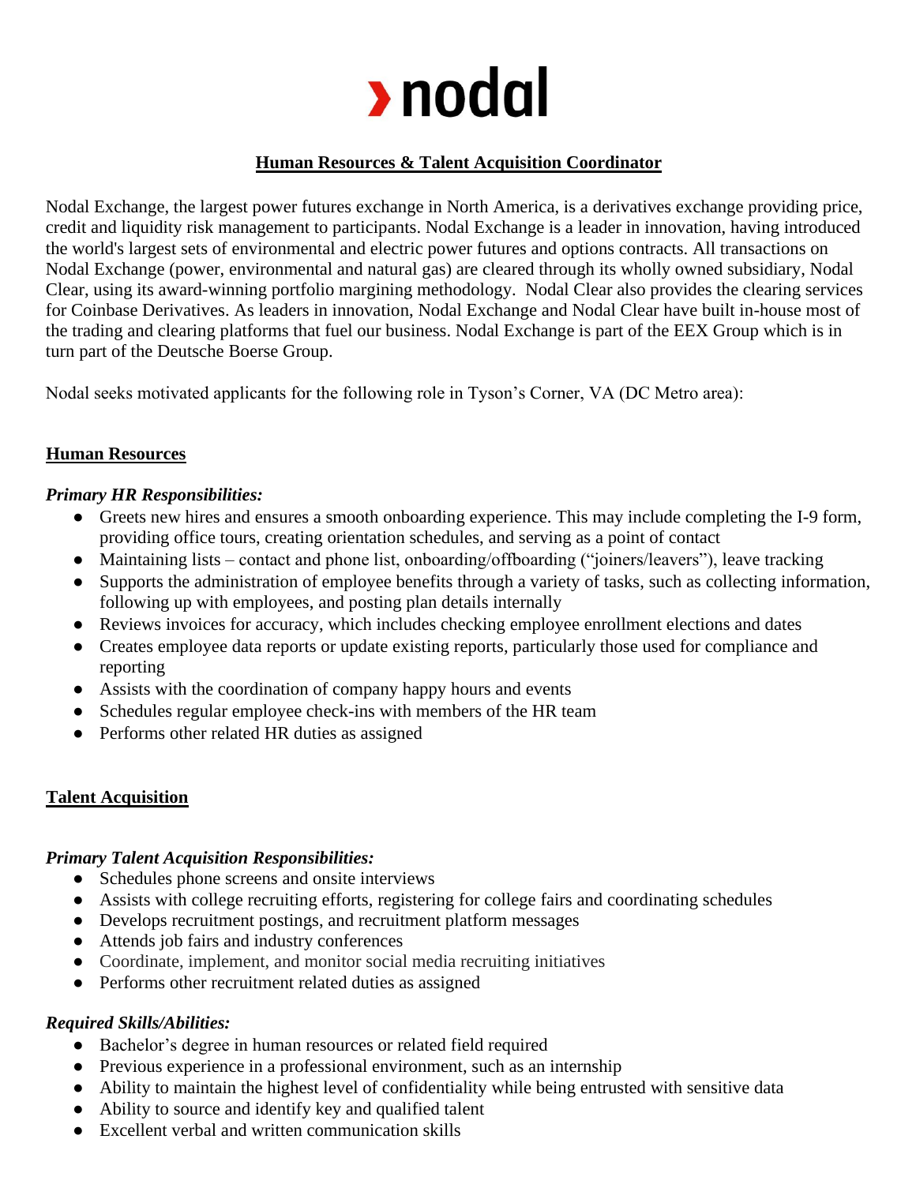# › nodal

## Human Resources & Talent Acquisition Coordinator

Nodal Exchange, the largest power futures exchange in North America, is a derivatives exchange providing price, credit and liquidity risk management to participants. Nodal Exchange is a leader in innovation, having introduced the world's largest sets of environmental and electric power futures and options contracts. All transactions on Nodal Exchange (power, environmental and natural gas) are cleared through its wholly owned subsidiary, Nodal Clear, using its award-winning portfolio margining methodology. Nodal Clear also provides the clearing services for Coinbase Derivatives. As leaders in innovation, Nodal Exchange and Nodal Clear have built in-house most of the trading and clearing platforms that fuel our business. Nodal Exchange is part of the EEX Group which is in turn part of the Deutsche Boerse Group.

Nodal seeks motivated applicants for the following role in Tyson's Corner, VA (DC Metro area):

### Human Resources

***Primary HR Responsibilities:***

- Greets new hires and ensures a smooth onboarding experience. This may include completing the I-9 form, providing office tours, creating orientation schedules, and serving as a point of contact
- Maintaining lists – contact and phone list, onboarding/offboarding ("joiners/leavers"), leave tracking
- Supports the administration of employee benefits through a variety of tasks, such as collecting information, following up with employees, and posting plan details internally
- Reviews invoices for accuracy, which includes checking employee enrollment elections and dates
- Creates employee data reports or update existing reports, particularly those used for compliance and reporting
- Assists with the coordination of company happy hours and events
- Schedules regular employee check-ins with members of the HR team
- Performs other related HR duties as assigned

### Talent Acquisition

***Primary Talent Acquisition Responsibilities:***

- Schedules phone screens and onsite interviews
- Assists with college recruiting efforts, registering for college fairs and coordinating schedules
- Develops recruitment postings, and recruitment platform messages
- Attends job fairs and industry conferences
- Coordinate, implement, and monitor social media recruiting initiatives
- Performs other recruitment related duties as assigned

***Required Skills/Abilities:***

- Bachelor's degree in human resources or related field required
- Previous experience in a professional environment, such as an internship
- Ability to maintain the highest level of confidentiality while being entrusted with sensitive data
- Ability to source and identify key and qualified talent
- Excellent verbal and written communication skills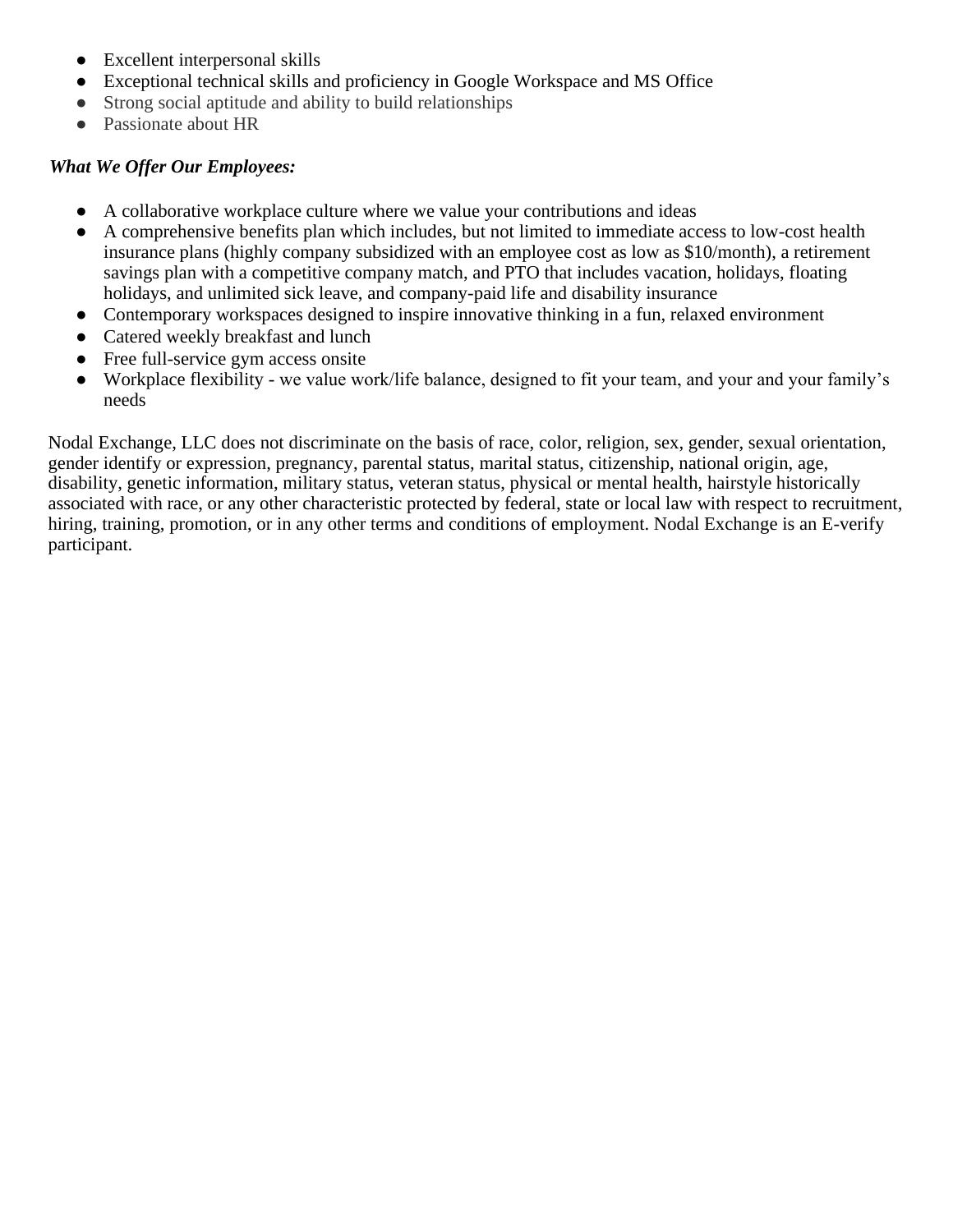- Excellent interpersonal skills
- Exceptional technical skills and proficiency in Google Workspace and MS Office
- Strong social aptitude and ability to build relationships
- Passionate about HR

***What We Offer Our Employees:***

- A collaborative workplace culture where we value your contributions and ideas
- A comprehensive benefits plan which includes, but not limited to immediate access to low-cost health insurance plans (highly company subsidized with an employee cost as low as $10/month), a retirement savings plan with a competitive company match, and PTO that includes vacation, holidays, floating holidays, and unlimited sick leave, and company-paid life and disability insurance
- Contemporary workspaces designed to inspire innovative thinking in a fun, relaxed environment
- Catered weekly breakfast and lunch
- Free full-service gym access onsite
- Workplace flexibility - we value work/life balance, designed to fit your team, and your and your family's needs

Nodal Exchange, LLC does not discriminate on the basis of race, color, religion, sex, gender, sexual orientation, gender identify or expression, pregnancy, parental status, marital status, citizenship, national origin, age, disability, genetic information, military status, veteran status, physical or mental health, hairstyle historically associated with race, or any other characteristic protected by federal, state or local law with respect to recruitment, hiring, training, promotion, or in any other terms and conditions of employment. Nodal Exchange is an E-verify participant.